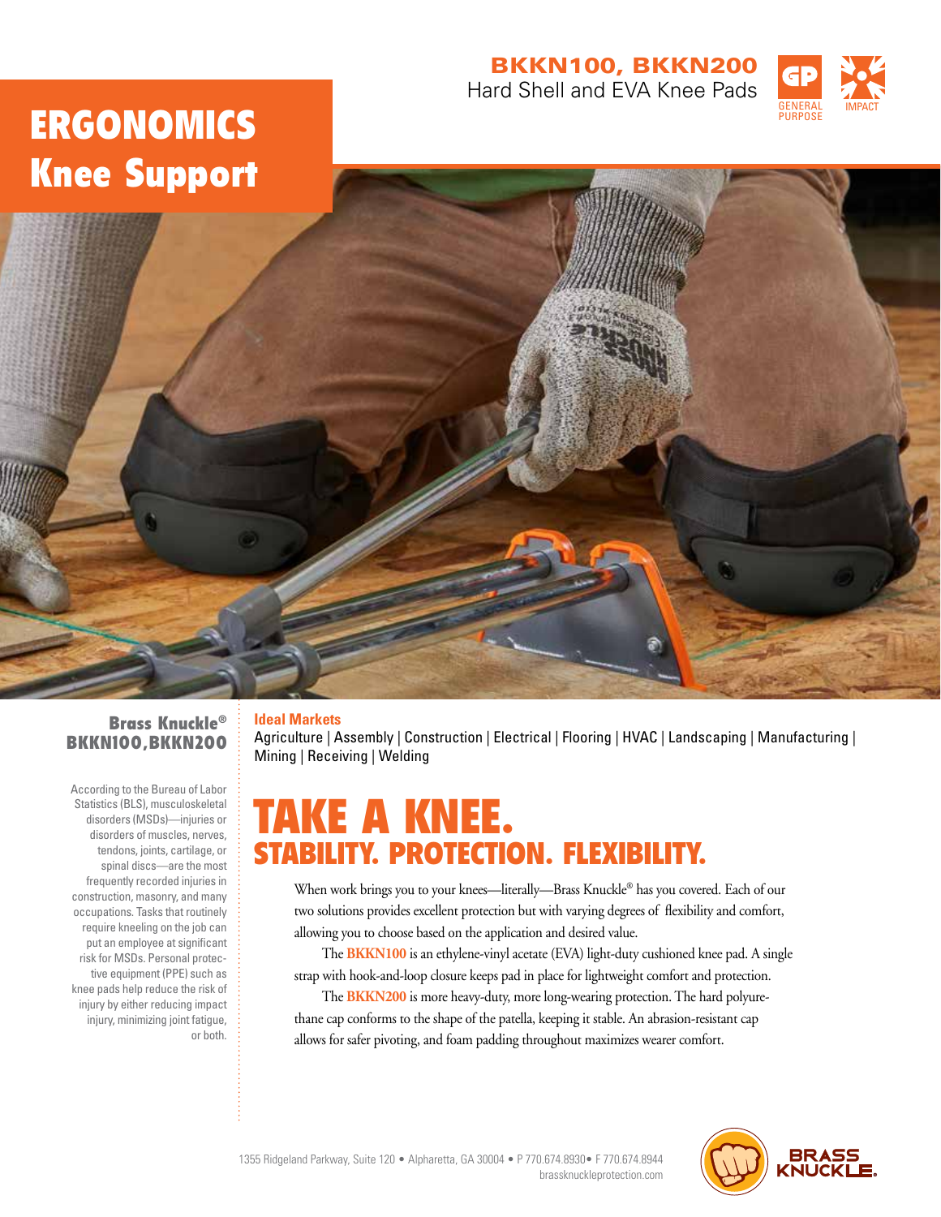# ERGONOMICS
## Knee Support

**BKKN100, BKKN200**
Hard Shell and EVA Knee Pads

GP GENERAL PURPOSE | IMPACT

**Brass Knuckle®**
**BKKN100, BKKN200**

According to the Bureau of Labor Statistics (BLS), musculoskeletal disorders (MSDs)—injuries or disorders of muscles, nerves, tendons, joints, cartilage, or spinal discs—are the most frequently recorded injuries in construction, masonry, and many occupations. Tasks that routinely require kneeling on the job can put an employee at significant risk for MSDs. Personal protective equipment (PPE) such as knee pads help reduce the risk of injury by either reducing impact injury, minimizing joint fatigue, or both.

**Ideal Markets**
Agriculture | Assembly | Construction | Electrical | Flooring | HVAC | Landscaping | Manufacturing | Mining | Receiving | Welding

# TAKE A KNEE.
## STABILITY. PROTECTION. FLEXIBILITY.

When work brings you to your knees—literally—Brass Knuckle® has you covered. Each of our two solutions provides excellent protection but with varying degrees of flexibility and comfort, allowing you to choose based on the application and desired value.

The **BKKN100** is an ethylene-vinyl acetate (EVA) light-duty cushioned knee pad. A single strap with hook-and-loop closure keeps pad in place for lightweight comfort and protection.

The **BKKN200** is more heavy-duty, more long-wearing protection. The hard polyurethane cap conforms to the shape of the patella, keeping it stable. An abrasion-resistant cap allows for safer pivoting, and foam padding throughout maximizes wearer comfort.

1355 Ridgeland Parkway, Suite 120 • Alpharetta, GA 30004 • P 770.674.8930• F 770.674.8944
brassknuckleprotection.com

BRASS KNUCKLE.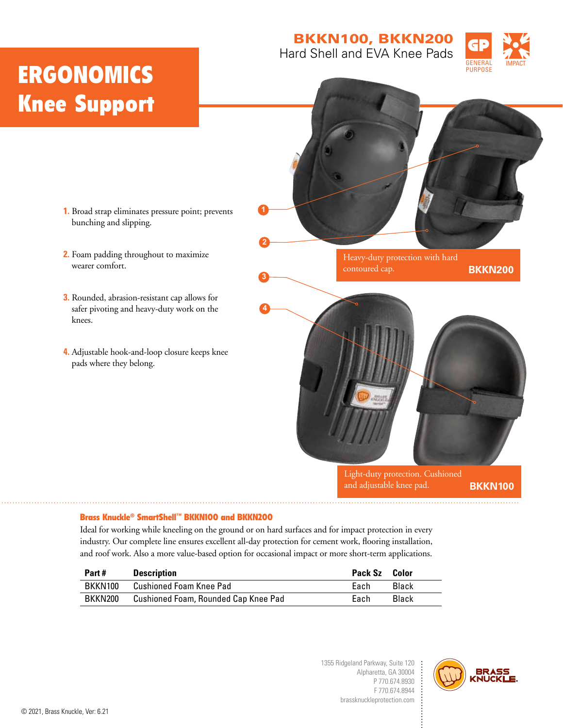# ERGONOMICS Knee Support

## BKKN100, BKKN200

Hard Shell and EVA Knee Pads

GENERAL PURPOSE

IMPACT

1. Broad strap eliminates pressure point; prevents bunching and slipping.
2. Foam padding throughout to maximize wearer comfort.
3. Rounded, abrasion-resistant cap allows for safer pivoting and heavy-duty work on the knees.
4. Adjustable hook-and-loop closure keeps knee pads where they belong.

Heavy-duty protection with hard contoured cap. **BKKN200**

Light-duty protection. Cushioned and adjustable knee pad. **BKKN100**

### Brass Knuckle® SmartShell™ BKKN100 and BKKN200

Ideal for working while kneeling on the ground or on hard surfaces and for impact protection in every industry. Our complete line ensures excellent all-day protection for cement work, flooring installation, and roof work. Also a more value-based option for occasional impact or more short-term applications.

| Part # | Description | Pack Sz | Color |
| --- | --- | --- | --- |
| BKKN100 | Cushioned Foam Knee Pad | Each | Black |
| BKKN200 | Cushioned Foam, Rounded Cap Knee Pad | Each | Black |

1355 Ridgeland Parkway, Suite 120
Alpharetta, GA 30004
P 770.674.8930
F 770.674.8944
brassknuckleprotection.com

BRASS KNUCKLE.

© 2021, Brass Knuckle, Ver: 6.21